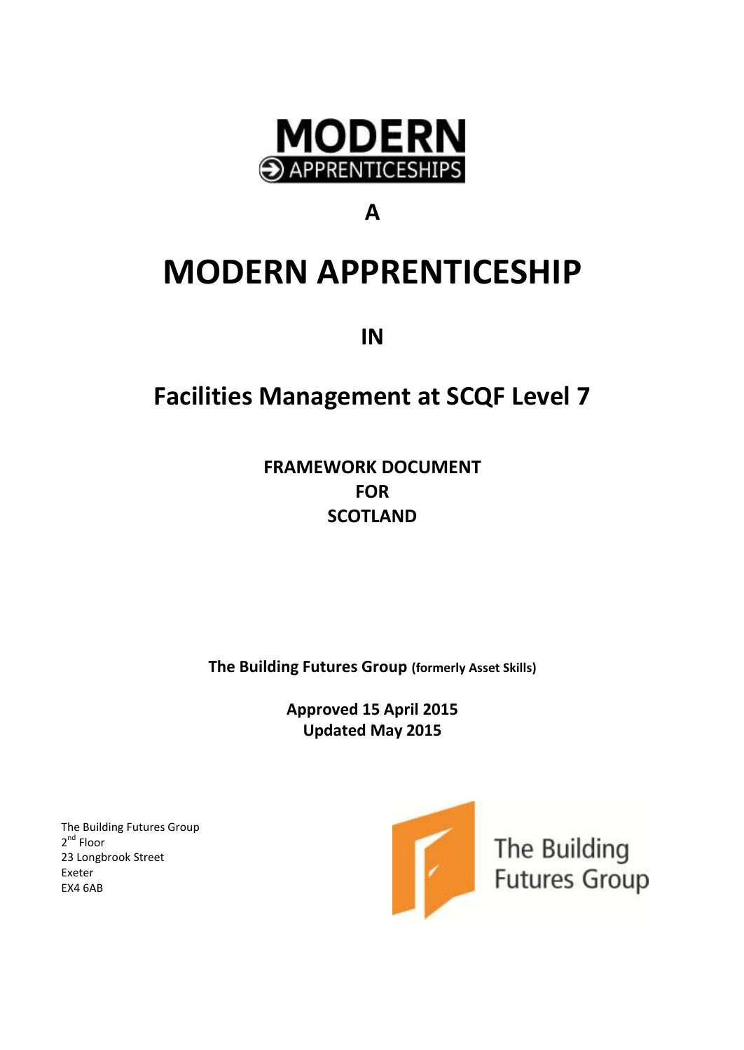MODERN
APPRENTICESHIPS

**A**

# MODERN APPRENTICESHIP

**IN**

## Facilities Management at SCQF Level 7

**FRAMEWORK DOCUMENT**
**FOR**
**SCOTLAND**

**The Building Futures Group (formerly Asset Skills)**

**Approved 15 April 2015**
**Updated May 2015**

The Building Futures Group
2nd Floor
23 Longbrook Street
Exeter
EX4 6AB

The Building Futures Group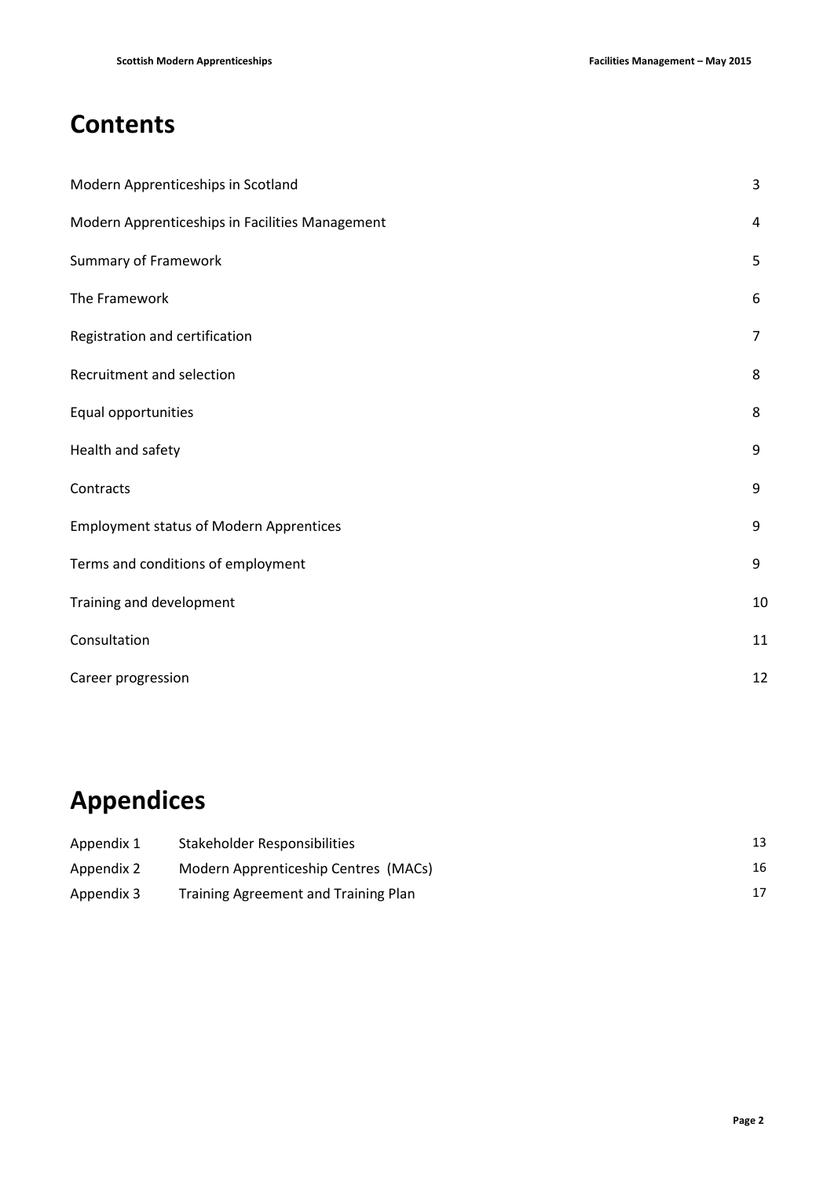# Contents

| | |
|---|---|
| Modern Apprenticeships in Scotland | 3 |
| Modern Apprenticeships in Facilities Management | 4 |
| Summary of Framework | 5 |
| The Framework | 6 |
| Registration and certification | 7 |
| Recruitment and selection | 8 |
| Equal opportunities | 8 |
| Health and safety | 9 |
| Contracts | 9 |
| Employment status of Modern Apprentices | 9 |
| Terms and conditions of employment | 9 |
| Training and development | 10 |
| Consultation | 11 |
| Career progression | 12 |

# Appendices

| | | |
|---|---|---|
| Appendix 1 | Stakeholder Responsibilities | 13 |
| Appendix 2 | Modern Apprenticeship Centres (MACs) | 16 |
| Appendix 3 | Training Agreement and Training Plan | 17 |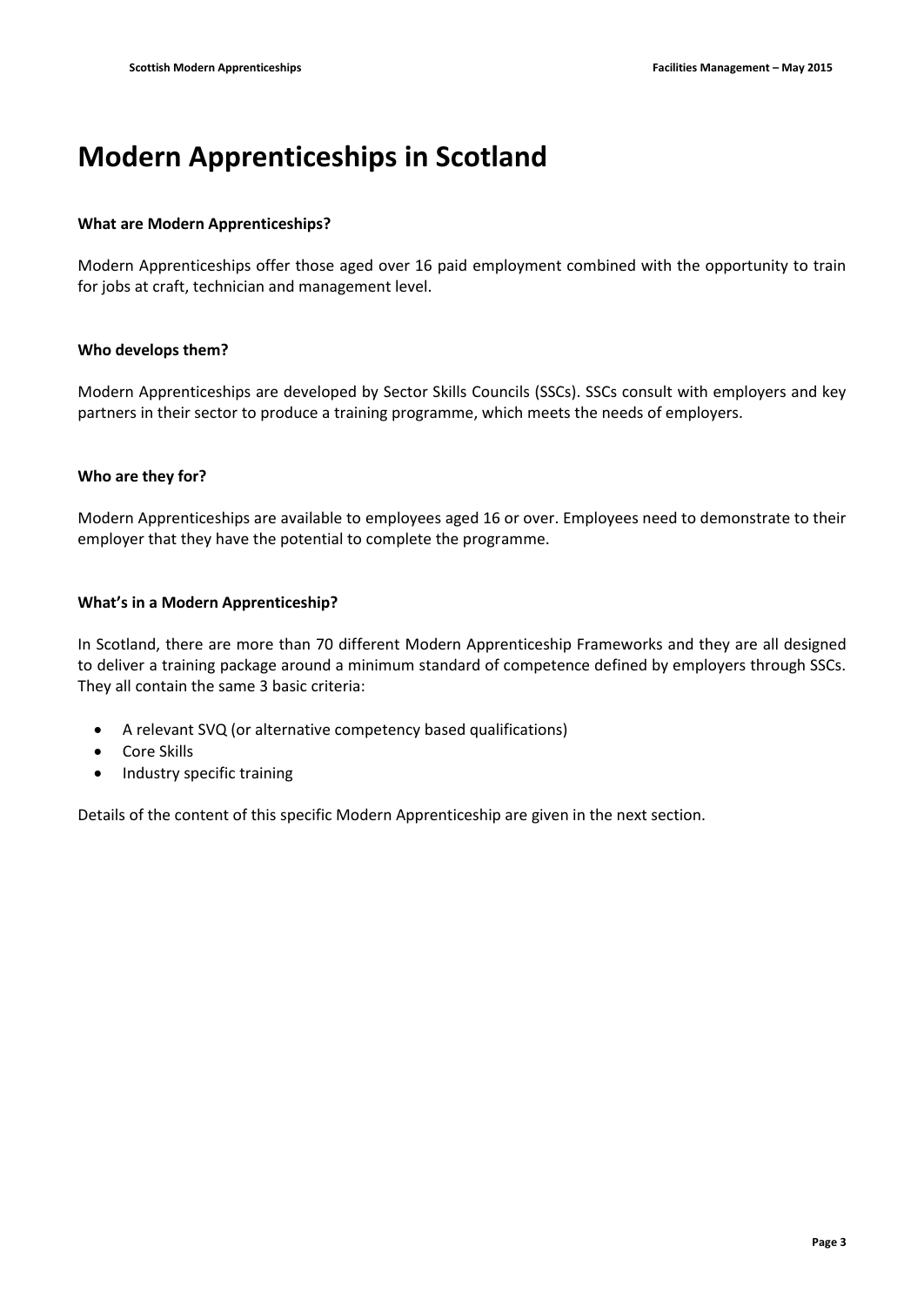# Modern Apprenticeships in Scotland

**What are Modern Apprenticeships?**

Modern Apprenticeships offer those aged over 16 paid employment combined with the opportunity to train for jobs at craft, technician and management level.

**Who develops them?**

Modern Apprenticeships are developed by Sector Skills Councils (SSCs). SSCs consult with employers and key partners in their sector to produce a training programme, which meets the needs of employers.

**Who are they for?**

Modern Apprenticeships are available to employees aged 16 or over. Employees need to demonstrate to their employer that they have the potential to complete the programme.

**What's in a Modern Apprenticeship?**

In Scotland, there are more than 70 different Modern Apprenticeship Frameworks and they are all designed to deliver a training package around a minimum standard of competence defined by employers through SSCs. They all contain the same 3 basic criteria:

- A relevant SVQ (or alternative competency based qualifications)
- Core Skills
- Industry specific training

Details of the content of this specific Modern Apprenticeship are given in the next section.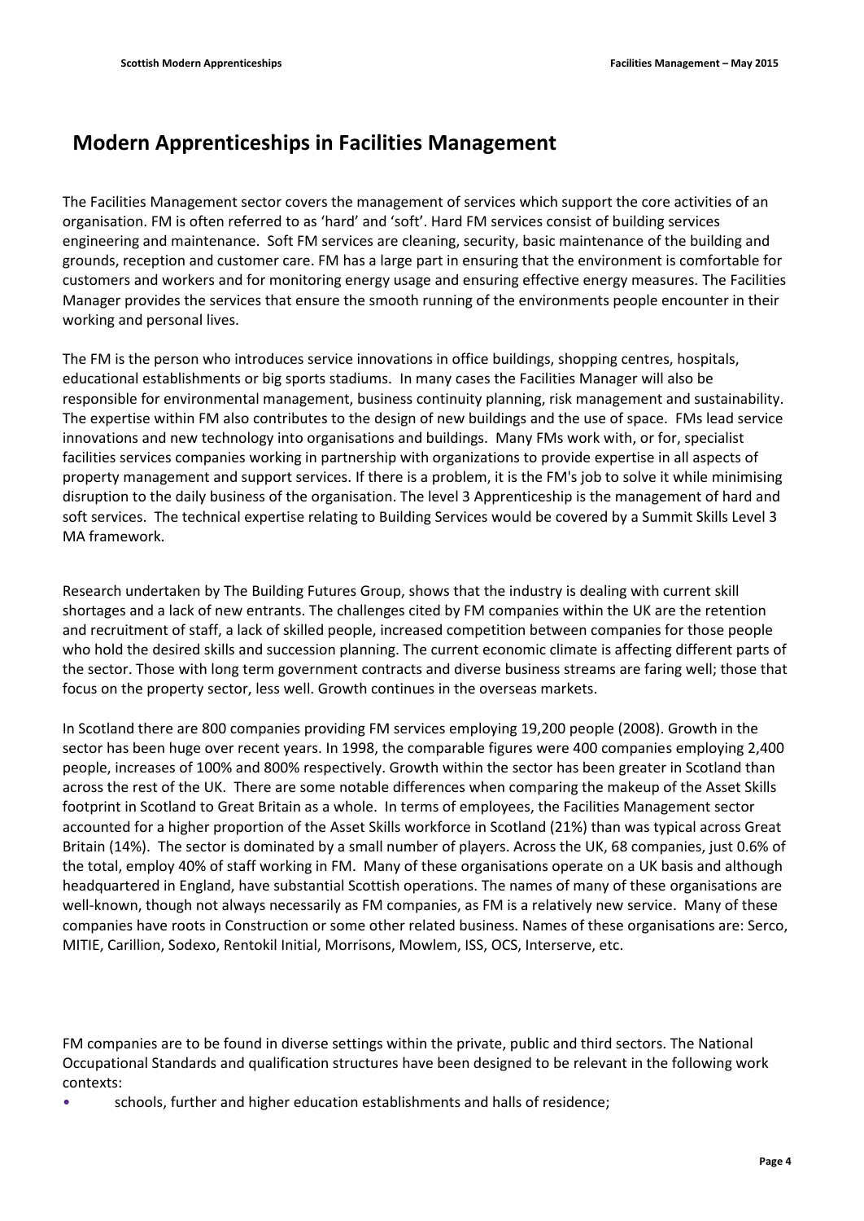## Modern Apprenticeships in Facilities Management

The Facilities Management sector covers the management of services which support the core activities of an organisation. FM is often referred to as 'hard' and 'soft'. Hard FM services consist of building services engineering and maintenance. Soft FM services are cleaning, security, basic maintenance of the building and grounds, reception and customer care. FM has a large part in ensuring that the environment is comfortable for customers and workers and for monitoring energy usage and ensuring effective energy measures. The Facilities Manager provides the services that ensure the smooth running of the environments people encounter in their working and personal lives.

The FM is the person who introduces service innovations in office buildings, shopping centres, hospitals, educational establishments or big sports stadiums. In many cases the Facilities Manager will also be responsible for environmental management, business continuity planning, risk management and sustainability. The expertise within FM also contributes to the design of new buildings and the use of space. FMs lead service innovations and new technology into organisations and buildings. Many FMs work with, or for, specialist facilities services companies working in partnership with organizations to provide expertise in all aspects of property management and support services. If there is a problem, it is the FM's job to solve it while minimising disruption to the daily business of the organisation. The level 3 Apprenticeship is the management of hard and soft services. The technical expertise relating to Building Services would be covered by a Summit Skills Level 3 MA framework.

Research undertaken by The Building Futures Group, shows that the industry is dealing with current skill shortages and a lack of new entrants. The challenges cited by FM companies within the UK are the retention and recruitment of staff, a lack of skilled people, increased competition between companies for those people who hold the desired skills and succession planning. The current economic climate is affecting different parts of the sector. Those with long term government contracts and diverse business streams are faring well; those that focus on the property sector, less well. Growth continues in the overseas markets.

In Scotland there are 800 companies providing FM services employing 19,200 people (2008). Growth in the sector has been huge over recent years. In 1998, the comparable figures were 400 companies employing 2,400 people, increases of 100% and 800% respectively. Growth within the sector has been greater in Scotland than across the rest of the UK. There are some notable differences when comparing the makeup of the Asset Skills footprint in Scotland to Great Britain as a whole. In terms of employees, the Facilities Management sector accounted for a higher proportion of the Asset Skills workforce in Scotland (21%) than was typical across Great Britain (14%). The sector is dominated by a small number of players. Across the UK, 68 companies, just 0.6% of the total, employ 40% of staff working in FM. Many of these organisations operate on a UK basis and although headquartered in England, have substantial Scottish operations. The names of many of these organisations are well-known, though not always necessarily as FM companies, as FM is a relatively new service. Many of these companies have roots in Construction or some other related business. Names of these organisations are: Serco, MITIE, Carillion, Sodexo, Rentokil Initial, Morrisons, Mowlem, ISS, OCS, Interserve, etc.

FM companies are to be found in diverse settings within the private, public and third sectors. The National Occupational Standards and qualification structures have been designed to be relevant in the following work contexts:

- schools, further and higher education establishments and halls of residence;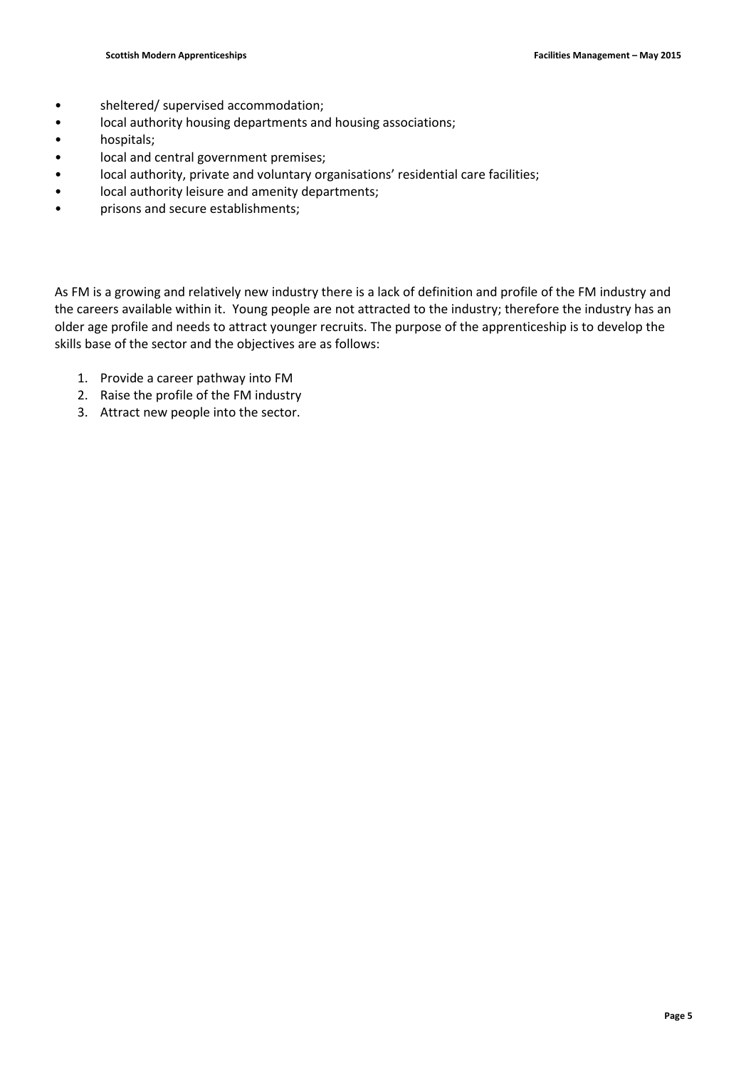- sheltered/ supervised accommodation;
- local authority housing departments and housing associations;
- hospitals;
- local and central government premises;
- local authority, private and voluntary organisations' residential care facilities;
- local authority leisure and amenity departments;
- prisons and secure establishments;

As FM is a growing and relatively new industry there is a lack of definition and profile of the FM industry and the careers available within it. Young people are not attracted to the industry; therefore the industry has an older age profile and needs to attract younger recruits. The purpose of the apprenticeship is to develop the skills base of the sector and the objectives are as follows:

1. Provide a career pathway into FM
2. Raise the profile of the FM industry
3. Attract new people into the sector.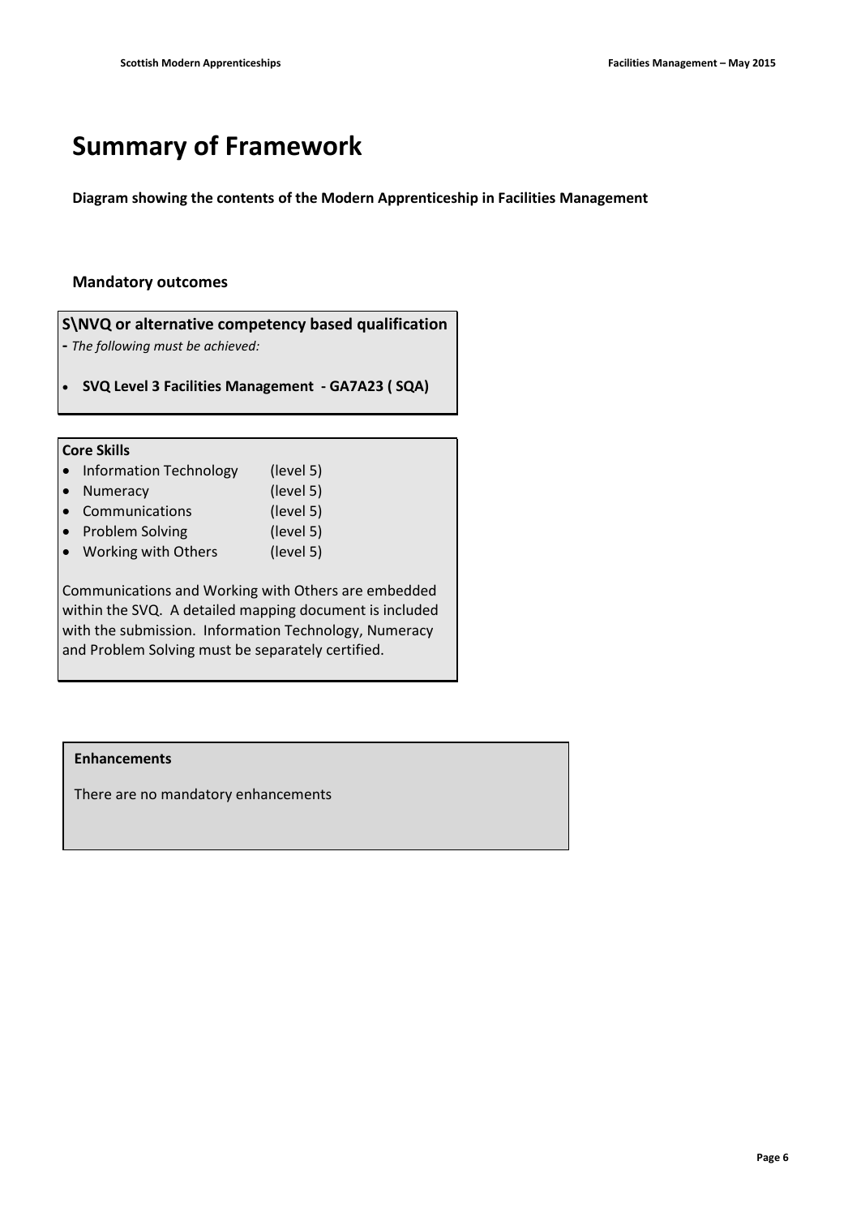# Summary of Framework

**Diagram showing the contents of the Modern Apprenticeship in Facilities Management**

### Mandatory outcomes

**S\NVQ or alternative competency based qualification**

**-** *The following must be achieved:*

- **SVQ Level 3 Facilities Management - GA7A23 ( SQA)**

**Core Skills**

- Information Technology (level 5)
- Numeracy (level 5)
- Communications (level 5)
- Problem Solving (level 5)
- Working with Others (level 5)

Communications and Working with Others are embedded within the SVQ. A detailed mapping document is included with the submission. Information Technology, Numeracy and Problem Solving must be separately certified.

**Enhancements**

There are no mandatory enhancements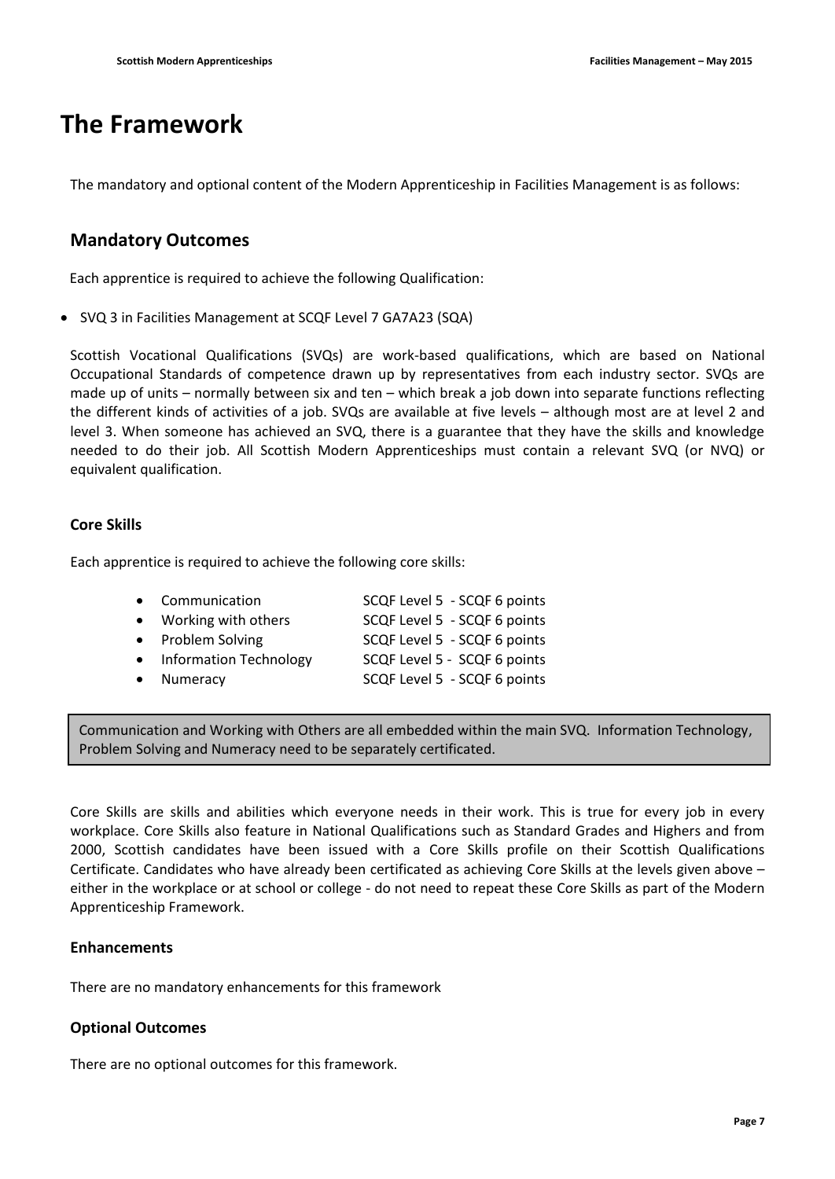# The Framework

The mandatory and optional content of the Modern Apprenticeship in Facilities Management is as follows:

## Mandatory Outcomes

Each apprentice is required to achieve the following Qualification:

- SVQ 3 in Facilities Management at SCQF Level 7 GA7A23 (SQA)

Scottish Vocational Qualifications (SVQs) are work-based qualifications, which are based on National Occupational Standards of competence drawn up by representatives from each industry sector. SVQs are made up of units – normally between six and ten – which break a job down into separate functions reflecting the different kinds of activities of a job. SVQs are available at five levels – although most are at level 2 and level 3. When someone has achieved an SVQ, there is a guarantee that they have the skills and knowledge needed to do their job. All Scottish Modern Apprenticeships must contain a relevant SVQ (or NVQ) or equivalent qualification.

### Core Skills

Each apprentice is required to achieve the following core skills:

- Communication — SCQF Level 5 - SCQF 6 points
- Working with others — SCQF Level 5 - SCQF 6 points
- Problem Solving — SCQF Level 5 - SCQF 6 points
- Information Technology — SCQF Level 5 - SCQF 6 points
- Numeracy — SCQF Level 5 - SCQF 6 points

> Communication and Working with Others are all embedded within the main SVQ. Information Technology, Problem Solving and Numeracy need to be separately certificated.

Core Skills are skills and abilities which everyone needs in their work. This is true for every job in every workplace. Core Skills also feature in National Qualifications such as Standard Grades and Highers and from 2000, Scottish candidates have been issued with a Core Skills profile on their Scottish Qualifications Certificate. Candidates who have already been certificated as achieving Core Skills at the levels given above – either in the workplace or at school or college - do not need to repeat these Core Skills as part of the Modern Apprenticeship Framework.

### Enhancements

There are no mandatory enhancements for this framework

### Optional Outcomes

There are no optional outcomes for this framework.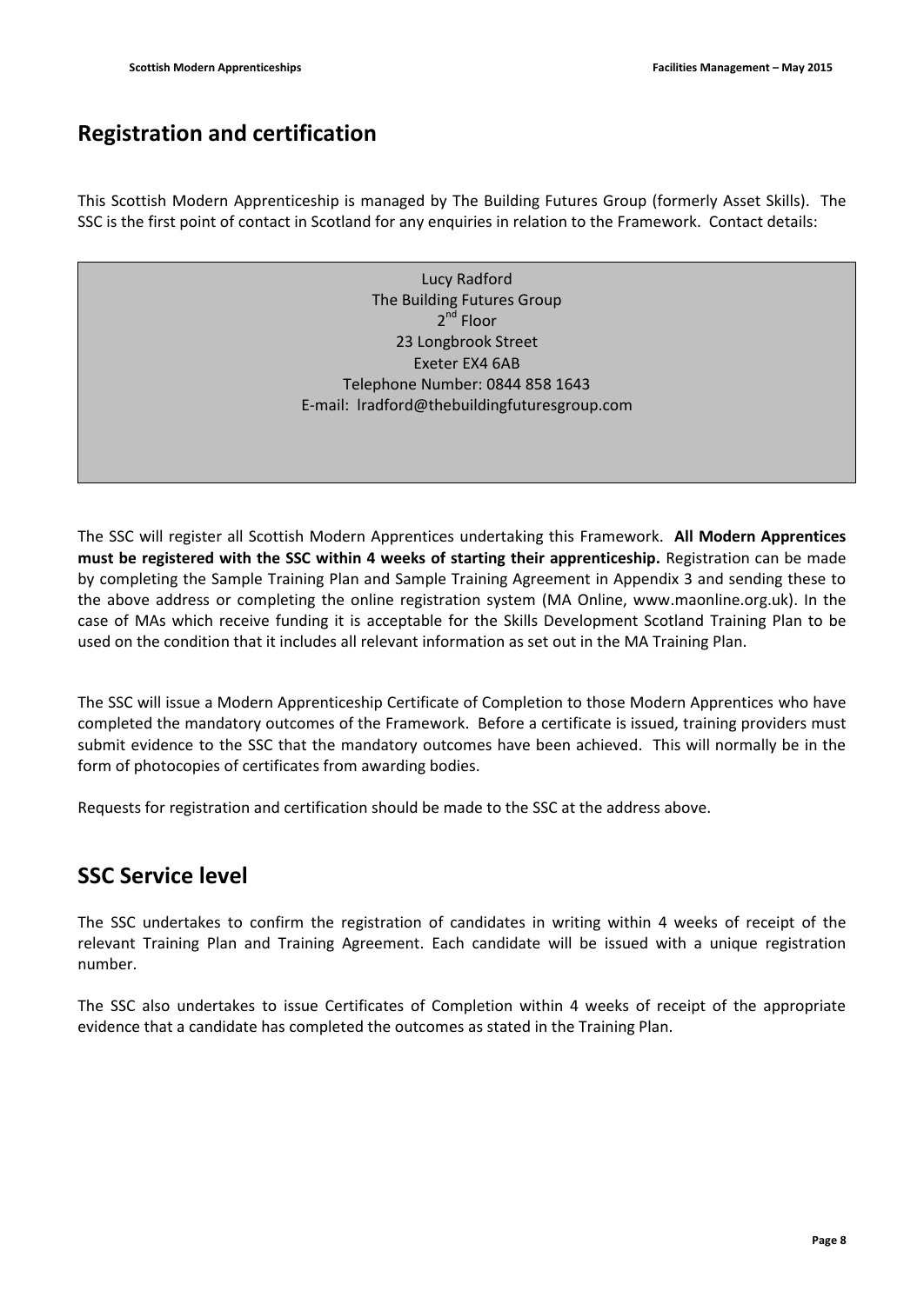## Registration and certification

This Scottish Modern Apprenticeship is managed by The Building Futures Group (formerly Asset Skills). The SSC is the first point of contact in Scotland for any enquiries in relation to the Framework. Contact details:

Lucy Radford
The Building Futures Group
2nd Floor
23 Longbrook Street
Exeter EX4 6AB
Telephone Number: 0844 858 1643
E-mail: lradford@thebuildingfuturesgroup.com

The SSC will register all Scottish Modern Apprentices undertaking this Framework. **All Modern Apprentices must be registered with the SSC within 4 weeks of starting their apprenticeship.** Registration can be made by completing the Sample Training Plan and Sample Training Agreement in Appendix 3 and sending these to the above address or completing the online registration system (MA Online, www.maonline.org.uk). In the case of MAs which receive funding it is acceptable for the Skills Development Scotland Training Plan to be used on the condition that it includes all relevant information as set out in the MA Training Plan.

The SSC will issue a Modern Apprenticeship Certificate of Completion to those Modern Apprentices who have completed the mandatory outcomes of the Framework. Before a certificate is issued, training providers must submit evidence to the SSC that the mandatory outcomes have been achieved. This will normally be in the form of photocopies of certificates from awarding bodies.

Requests for registration and certification should be made to the SSC at the address above.

## SSC Service level

The SSC undertakes to confirm the registration of candidates in writing within 4 weeks of receipt of the relevant Training Plan and Training Agreement. Each candidate will be issued with a unique registration number.

The SSC also undertakes to issue Certificates of Completion within 4 weeks of receipt of the appropriate evidence that a candidate has completed the outcomes as stated in the Training Plan.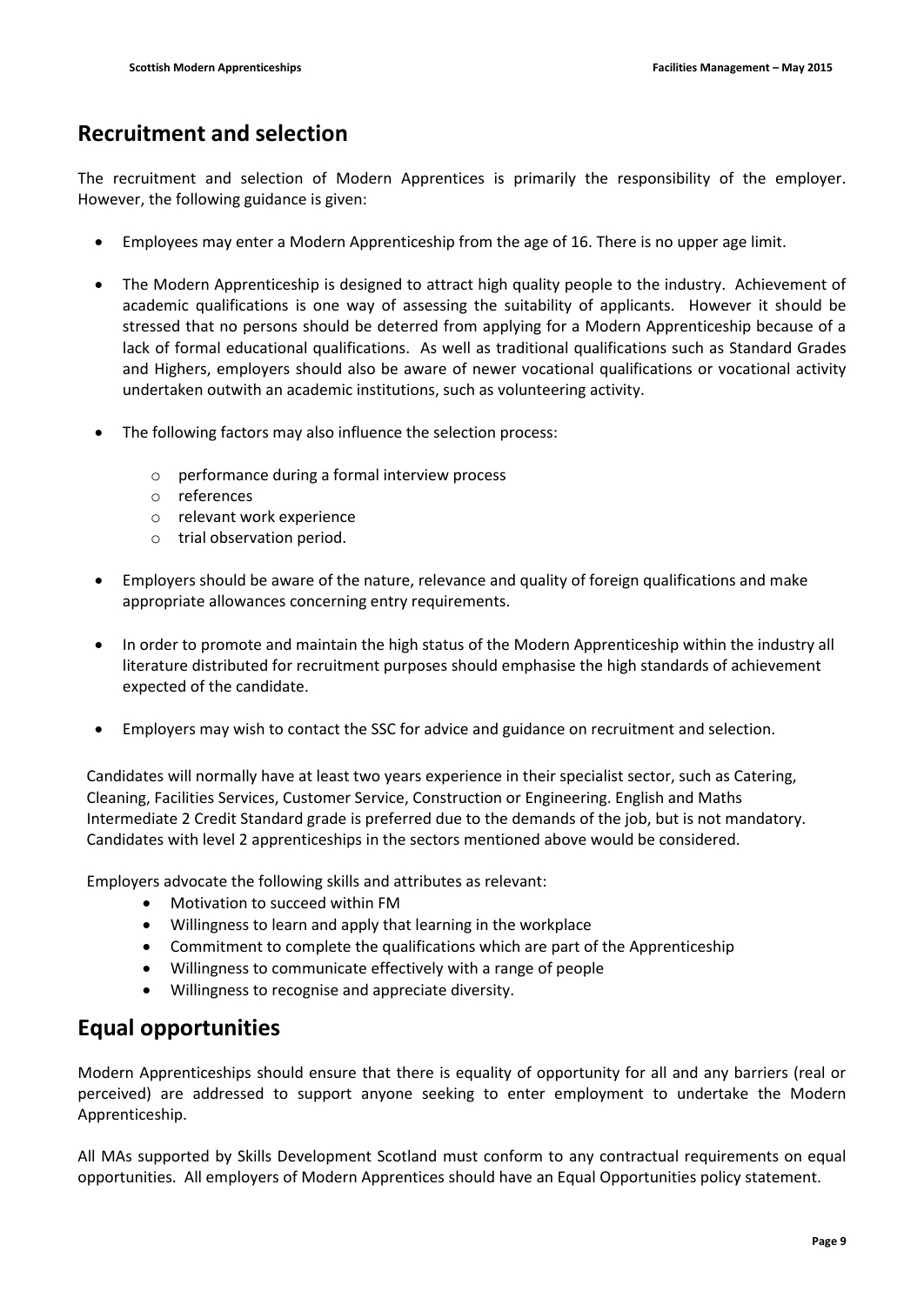## Recruitment and selection

The recruitment and selection of Modern Apprentices is primarily the responsibility of the employer. However, the following guidance is given:

- Employees may enter a Modern Apprenticeship from the age of 16. There is no upper age limit.
- The Modern Apprenticeship is designed to attract high quality people to the industry. Achievement of academic qualifications is one way of assessing the suitability of applicants. However it should be stressed that no persons should be deterred from applying for a Modern Apprenticeship because of a lack of formal educational qualifications. As well as traditional qualifications such as Standard Grades and Highers, employers should also be aware of newer vocational qualifications or vocational activity undertaken outwith an academic institutions, such as volunteering activity.
- The following factors may also influence the selection process:
    - performance during a formal interview process
    - references
    - relevant work experience
    - trial observation period.
- Employers should be aware of the nature, relevance and quality of foreign qualifications and make appropriate allowances concerning entry requirements.
- In order to promote and maintain the high status of the Modern Apprenticeship within the industry all literature distributed for recruitment purposes should emphasise the high standards of achievement expected of the candidate.
- Employers may wish to contact the SSC for advice and guidance on recruitment and selection.

Candidates will normally have at least two years experience in their specialist sector, such as Catering, Cleaning, Facilities Services, Customer Service, Construction or Engineering. English and Maths Intermediate 2 Credit Standard grade is preferred due to the demands of the job, but is not mandatory. Candidates with level 2 apprenticeships in the sectors mentioned above would be considered.

Employers advocate the following skills and attributes as relevant:

- Motivation to succeed within FM
- Willingness to learn and apply that learning in the workplace
- Commitment to complete the qualifications which are part of the Apprenticeship
- Willingness to communicate effectively with a range of people
- Willingness to recognise and appreciate diversity.

## Equal opportunities

Modern Apprenticeships should ensure that there is equality of opportunity for all and any barriers (real or perceived) are addressed to support anyone seeking to enter employment to undertake the Modern Apprenticeship.

All MAs supported by Skills Development Scotland must conform to any contractual requirements on equal opportunities. All employers of Modern Apprentices should have an Equal Opportunities policy statement.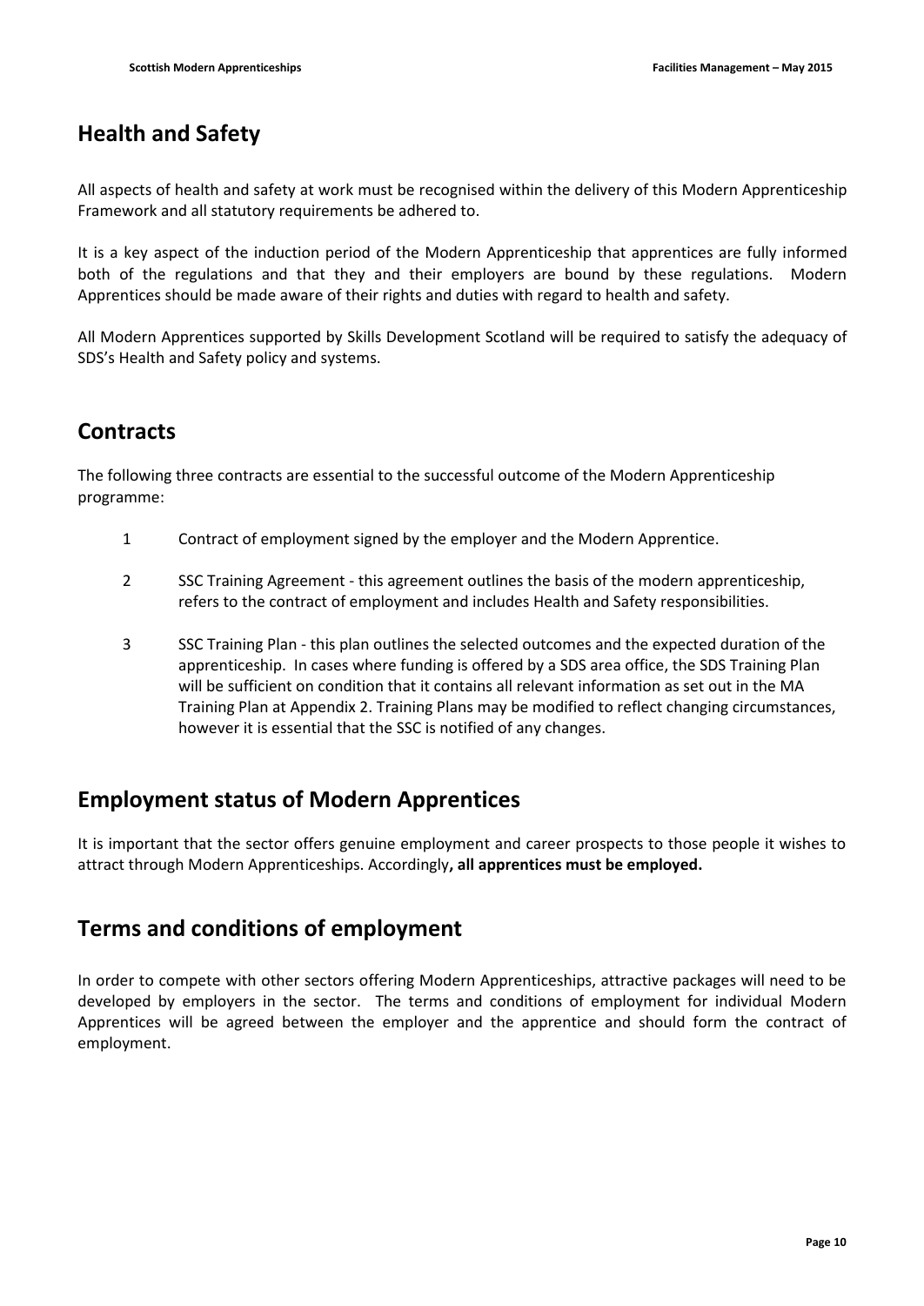## Health and Safety

All aspects of health and safety at work must be recognised within the delivery of this Modern Apprenticeship Framework and all statutory requirements be adhered to.

It is a key aspect of the induction period of the Modern Apprenticeship that apprentices are fully informed both of the regulations and that they and their employers are bound by these regulations. Modern Apprentices should be made aware of their rights and duties with regard to health and safety.

All Modern Apprentices supported by Skills Development Scotland will be required to satisfy the adequacy of SDS's Health and Safety policy and systems.

## Contracts

The following three contracts are essential to the successful outcome of the Modern Apprenticeship programme:

1. Contract of employment signed by the employer and the Modern Apprentice.
2. SSC Training Agreement - this agreement outlines the basis of the modern apprenticeship, refers to the contract of employment and includes Health and Safety responsibilities.
3. SSC Training Plan - this plan outlines the selected outcomes and the expected duration of the apprenticeship. In cases where funding is offered by a SDS area office, the SDS Training Plan will be sufficient on condition that it contains all relevant information as set out in the MA Training Plan at Appendix 2. Training Plans may be modified to reflect changing circumstances, however it is essential that the SSC is notified of any changes.

## Employment status of Modern Apprentices

It is important that the sector offers genuine employment and career prospects to those people it wishes to attract through Modern Apprenticeships. Accordingly**, all apprentices must be employed.**

## Terms and conditions of employment

In order to compete with other sectors offering Modern Apprenticeships, attractive packages will need to be developed by employers in the sector. The terms and conditions of employment for individual Modern Apprentices will be agreed between the employer and the apprentice and should form the contract of employment.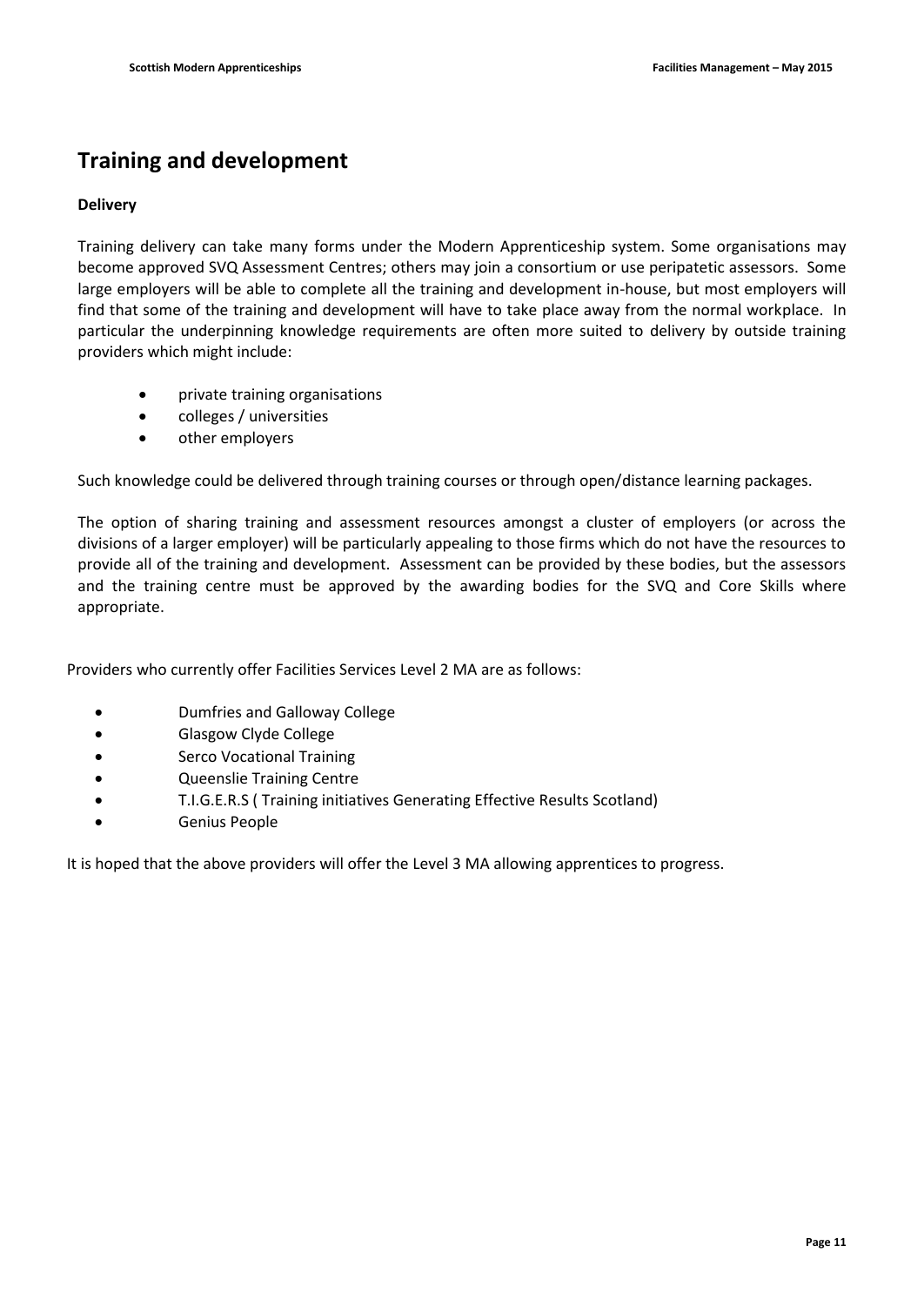## Training and development

### Delivery

Training delivery can take many forms under the Modern Apprenticeship system. Some organisations may become approved SVQ Assessment Centres; others may join a consortium or use peripatetic assessors. Some large employers will be able to complete all the training and development in-house, but most employers will find that some of the training and development will have to take place away from the normal workplace. In particular the underpinning knowledge requirements are often more suited to delivery by outside training providers which might include:

- private training organisations
- colleges / universities
- other employers

Such knowledge could be delivered through training courses or through open/distance learning packages.

The option of sharing training and assessment resources amongst a cluster of employers (or across the divisions of a larger employer) will be particularly appealing to those firms which do not have the resources to provide all of the training and development. Assessment can be provided by these bodies, but the assessors and the training centre must be approved by the awarding bodies for the SVQ and Core Skills where appropriate.

Providers who currently offer Facilities Services Level 2 MA are as follows:

- Dumfries and Galloway College
- Glasgow Clyde College
- Serco Vocational Training
- Queenslie Training Centre
- T.I.G.E.R.S ( Training initiatives Generating Effective Results Scotland)
- Genius People

It is hoped that the above providers will offer the Level 3 MA allowing apprentices to progress.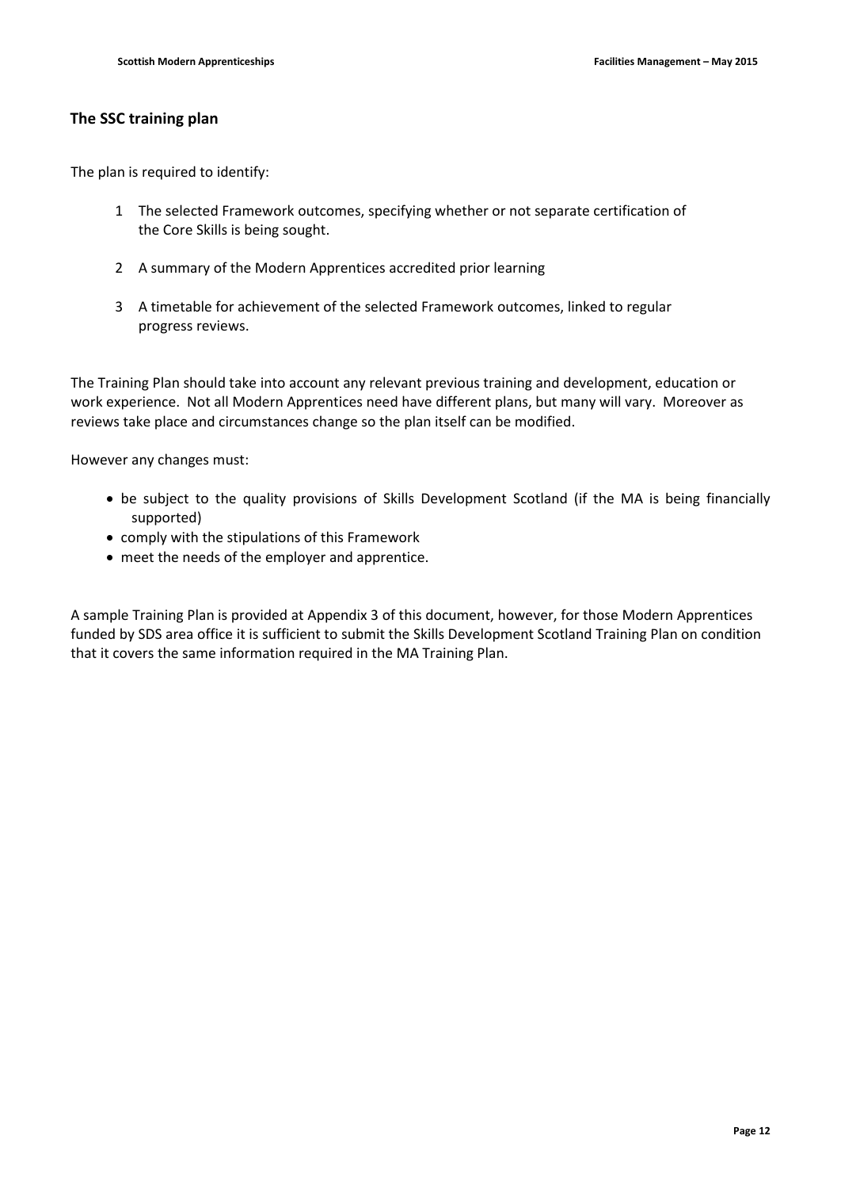## The SSC training plan

The plan is required to identify:

1. The selected Framework outcomes, specifying whether or not separate certification of the Core Skills is being sought.
2. A summary of the Modern Apprentices accredited prior learning
3. A timetable for achievement of the selected Framework outcomes, linked to regular progress reviews.

The Training Plan should take into account any relevant previous training and development, education or work experience. Not all Modern Apprentices need have different plans, but many will vary. Moreover as reviews take place and circumstances change so the plan itself can be modified.

However any changes must:

- be subject to the quality provisions of Skills Development Scotland (if the MA is being financially supported)
- comply with the stipulations of this Framework
- meet the needs of the employer and apprentice.

A sample Training Plan is provided at Appendix 3 of this document, however, for those Modern Apprentices funded by SDS area office it is sufficient to submit the Skills Development Scotland Training Plan on condition that it covers the same information required in the MA Training Plan.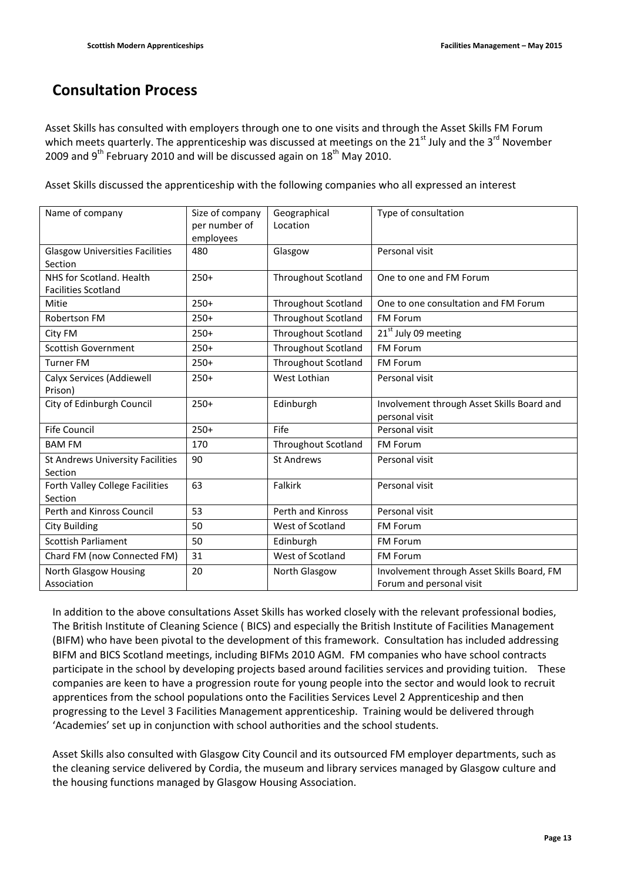## Consultation Process

Asset Skills has consulted with employers through one to one visits and through the Asset Skills FM Forum which meets quarterly. The apprenticeship was discussed at meetings on the 21st July and the 3rd November 2009 and 9th February 2010 and will be discussed again on 18th May 2010.

Asset Skills discussed the apprenticeship with the following companies who all expressed an interest

| Name of company | Size of company per number of employees | Geographical Location | Type of consultation |
|---|---|---|---|
| Glasgow Universities Facilities Section | 480 | Glasgow | Personal visit |
| NHS for Scotland. Health Facilities Scotland | 250+ | Throughout Scotland | One to one and FM Forum |
| Mitie | 250+ | Throughout Scotland | One to one consultation and FM Forum |
| Robertson FM | 250+ | Throughout Scotland | FM Forum |
| City FM | 250+ | Throughout Scotland | 21st July 09 meeting |
| Scottish Government | 250+ | Throughout Scotland | FM Forum |
| Turner FM | 250+ | Throughout Scotland | FM Forum |
| Calyx Services (Addiewell Prison) | 250+ | West Lothian | Personal visit |
| City of Edinburgh Council | 250+ | Edinburgh | Involvement through Asset Skills Board and personal visit |
| Fife Council | 250+ | Fife | Personal visit |
| BAM FM | 170 | Throughout Scotland | FM Forum |
| St Andrews University Facilities Section | 90 | St Andrews | Personal visit |
| Forth Valley College Facilities Section | 63 | Falkirk | Personal visit |
| Perth and Kinross Council | 53 | Perth and Kinross | Personal visit |
| City Building | 50 | West of Scotland | FM Forum |
| Scottish Parliament | 50 | Edinburgh | FM Forum |
| Chard FM (now Connected FM) | 31 | West of Scotland | FM Forum |
| North Glasgow Housing Association | 20 | North Glasgow | Involvement through Asset Skills Board, FM Forum and personal visit |

In addition to the above consultations Asset Skills has worked closely with the relevant professional bodies, The British Institute of Cleaning Science ( BICS) and especially the British Institute of Facilities Management (BIFM) who have been pivotal to the development of this framework. Consultation has included addressing BIFM and BICS Scotland meetings, including BIFMs 2010 AGM. FM companies who have school contracts participate in the school by developing projects based around facilities services and providing tuition. These companies are keen to have a progression route for young people into the sector and would look to recruit apprentices from the school populations onto the Facilities Services Level 2 Apprenticeship and then progressing to the Level 3 Facilities Management apprenticeship. Training would be delivered through 'Academies' set up in conjunction with school authorities and the school students.

Asset Skills also consulted with Glasgow City Council and its outsourced FM employer departments, such as the cleaning service delivered by Cordia, the museum and library services managed by Glasgow culture and the housing functions managed by Glasgow Housing Association.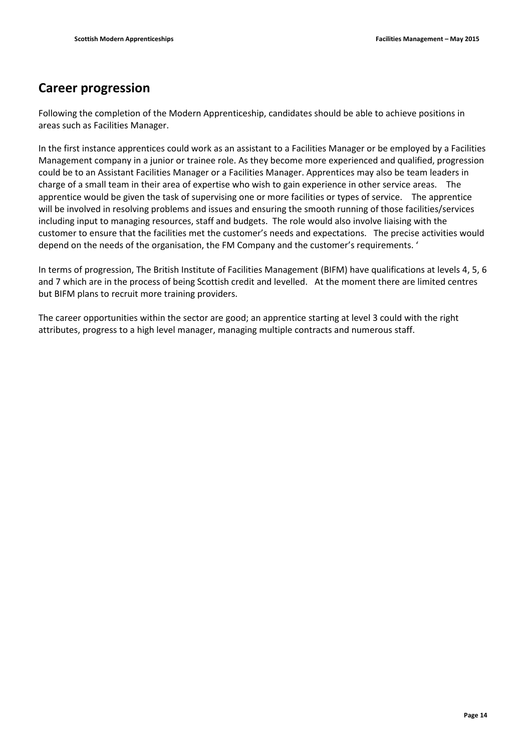## Career progression

Following the completion of the Modern Apprenticeship, candidates should be able to achieve positions in areas such as Facilities Manager.

In the first instance apprentices could work as an assistant to a Facilities Manager or be employed by a Facilities Management company in a junior or trainee role. As they become more experienced and qualified, progression could be to an Assistant Facilities Manager or a Facilities Manager. Apprentices may also be team leaders in charge of a small team in their area of expertise who wish to gain experience in other service areas. The apprentice would be given the task of supervising one or more facilities or types of service. The apprentice will be involved in resolving problems and issues and ensuring the smooth running of those facilities/services including input to managing resources, staff and budgets. The role would also involve liaising with the customer to ensure that the facilities met the customer's needs and expectations. The precise activities would depend on the needs of the organisation, the FM Company and the customer's requirements. '

In terms of progression, The British Institute of Facilities Management (BIFM) have qualifications at levels 4, 5, 6 and 7 which are in the process of being Scottish credit and levelled. At the moment there are limited centres but BIFM plans to recruit more training providers.

The career opportunities within the sector are good; an apprentice starting at level 3 could with the right attributes, progress to a high level manager, managing multiple contracts and numerous staff.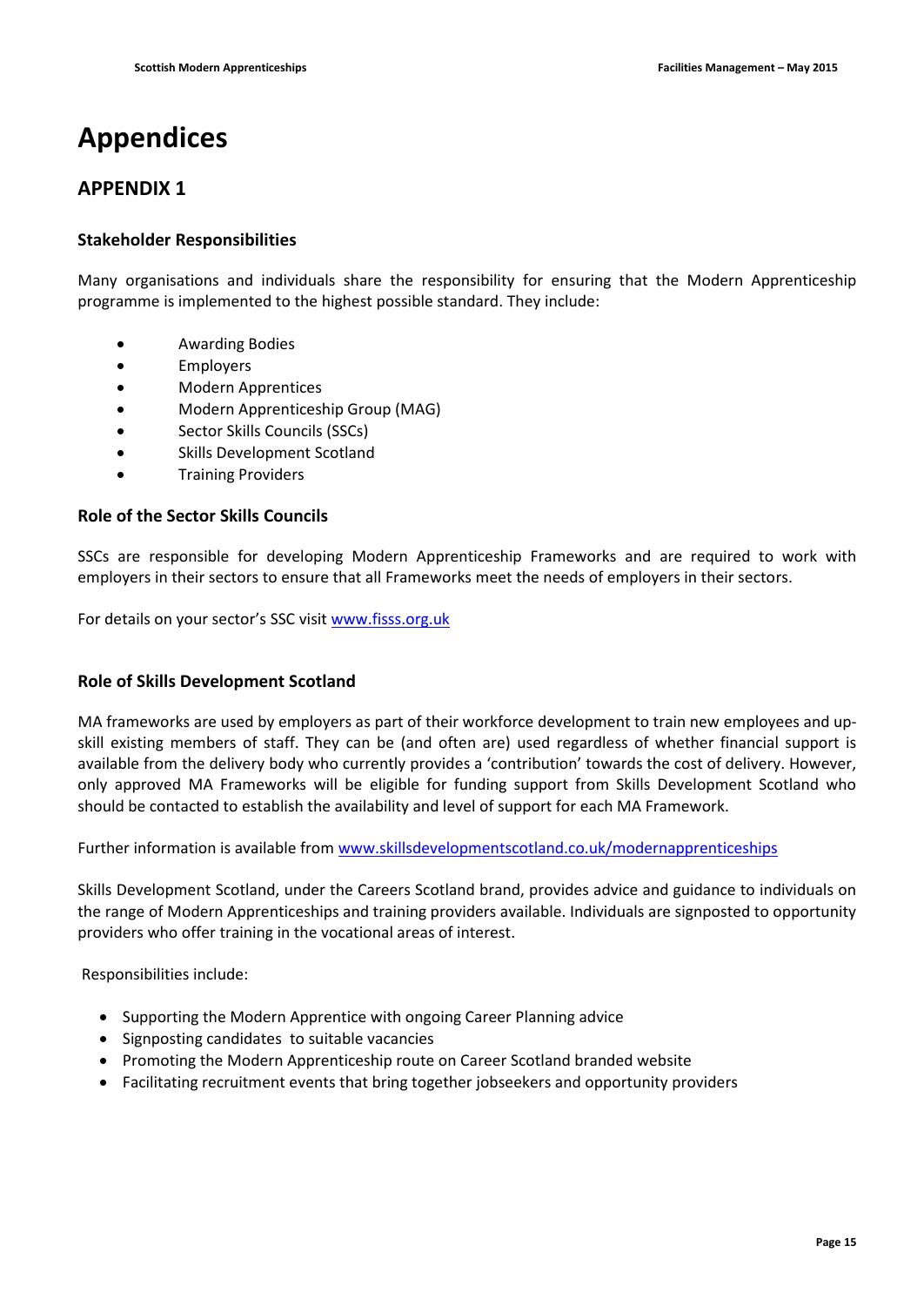# Appendices

## APPENDIX 1

### Stakeholder Responsibilities

Many organisations and individuals share the responsibility for ensuring that the Modern Apprenticeship programme is implemented to the highest possible standard. They include:

- Awarding Bodies
- Employers
- Modern Apprentices
- Modern Apprenticeship Group (MAG)
- Sector Skills Councils (SSCs)
- Skills Development Scotland
- Training Providers

### Role of the Sector Skills Councils

SSCs are responsible for developing Modern Apprenticeship Frameworks and are required to work with employers in their sectors to ensure that all Frameworks meet the needs of employers in their sectors.

For details on your sector's SSC visit www.fisss.org.uk

### Role of Skills Development Scotland

MA frameworks are used by employers as part of their workforce development to train new employees and up-skill existing members of staff. They can be (and often are) used regardless of whether financial support is available from the delivery body who currently provides a 'contribution' towards the cost of delivery. However, only approved MA Frameworks will be eligible for funding support from Skills Development Scotland who should be contacted to establish the availability and level of support for each MA Framework.

Further information is available from www.skillsdevelopmentscotland.co.uk/modernapprenticeships

Skills Development Scotland, under the Careers Scotland brand, provides advice and guidance to individuals on the range of Modern Apprenticeships and training providers available. Individuals are signposted to opportunity providers who offer training in the vocational areas of interest.

Responsibilities include:

- Supporting the Modern Apprentice with ongoing Career Planning advice
- Signposting candidates to suitable vacancies
- Promoting the Modern Apprenticeship route on Career Scotland branded website
- Facilitating recruitment events that bring together jobseekers and opportunity providers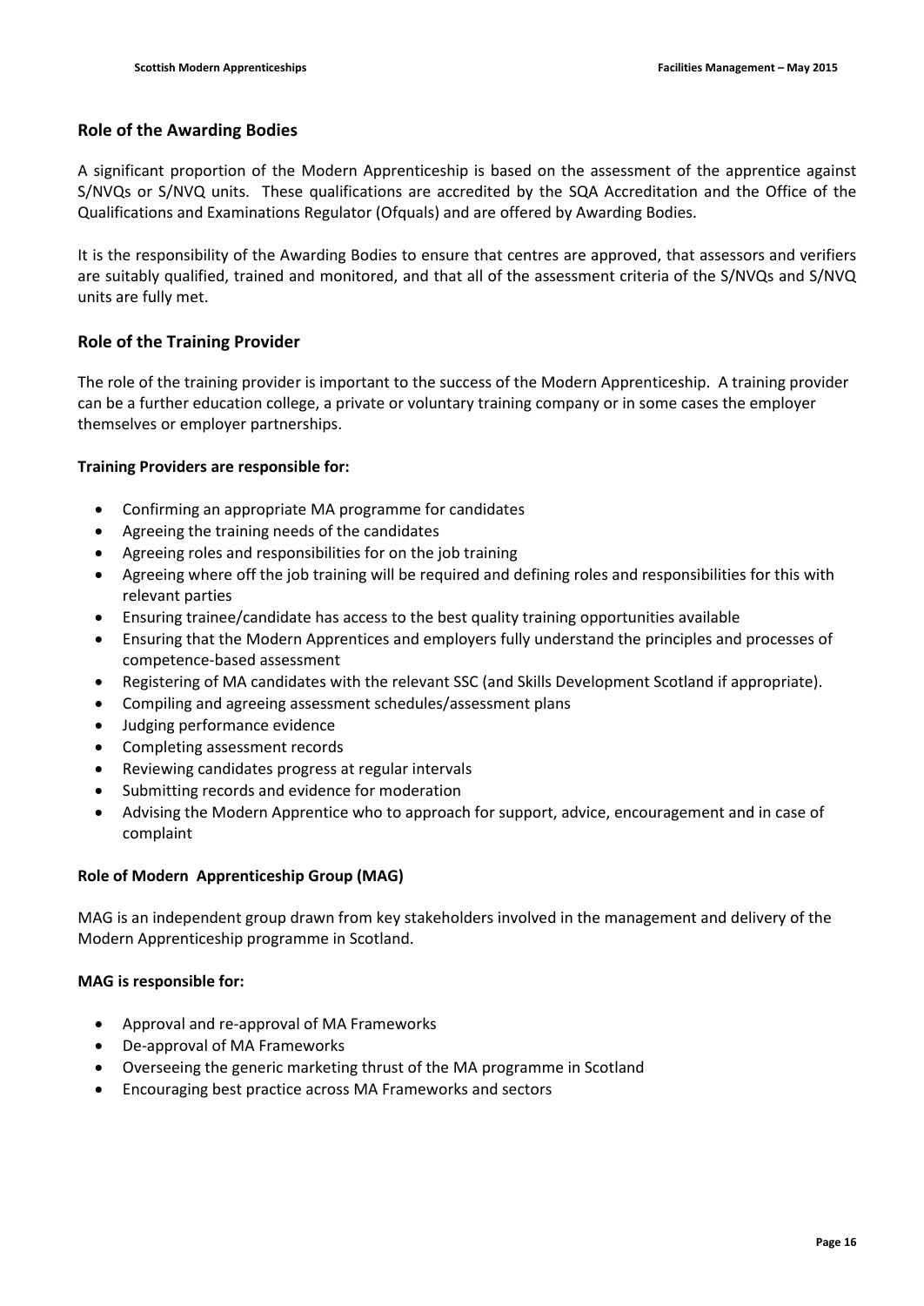## Role of the Awarding Bodies

A significant proportion of the Modern Apprenticeship is based on the assessment of the apprentice against S/NVQs or S/NVQ units. These qualifications are accredited by the SQA Accreditation and the Office of the Qualifications and Examinations Regulator (Ofquals) and are offered by Awarding Bodies.

It is the responsibility of the Awarding Bodies to ensure that centres are approved, that assessors and verifiers are suitably qualified, trained and monitored, and that all of the assessment criteria of the S/NVQs and S/NVQ units are fully met.

## Role of the Training Provider

The role of the training provider is important to the success of the Modern Apprenticeship. A training provider can be a further education college, a private or voluntary training company or in some cases the employer themselves or employer partnerships.

**Training Providers are responsible for:**

- Confirming an appropriate MA programme for candidates
- Agreeing the training needs of the candidates
- Agreeing roles and responsibilities for on the job training
- Agreeing where off the job training will be required and defining roles and responsibilities for this with relevant parties
- Ensuring trainee/candidate has access to the best quality training opportunities available
- Ensuring that the Modern Apprentices and employers fully understand the principles and processes of competence-based assessment
- Registering of MA candidates with the relevant SSC (and Skills Development Scotland if appropriate).
- Compiling and agreeing assessment schedules/assessment plans
- Judging performance evidence
- Completing assessment records
- Reviewing candidates progress at regular intervals
- Submitting records and evidence for moderation
- Advising the Modern Apprentice who to approach for support, advice, encouragement and in case of complaint

**Role of Modern Apprenticeship Group (MAG)**

MAG is an independent group drawn from key stakeholders involved in the management and delivery of the Modern Apprenticeship programme in Scotland.

**MAG is responsible for:**

- Approval and re-approval of MA Frameworks
- De-approval of MA Frameworks
- Overseeing the generic marketing thrust of the MA programme in Scotland
- Encouraging best practice across MA Frameworks and sectors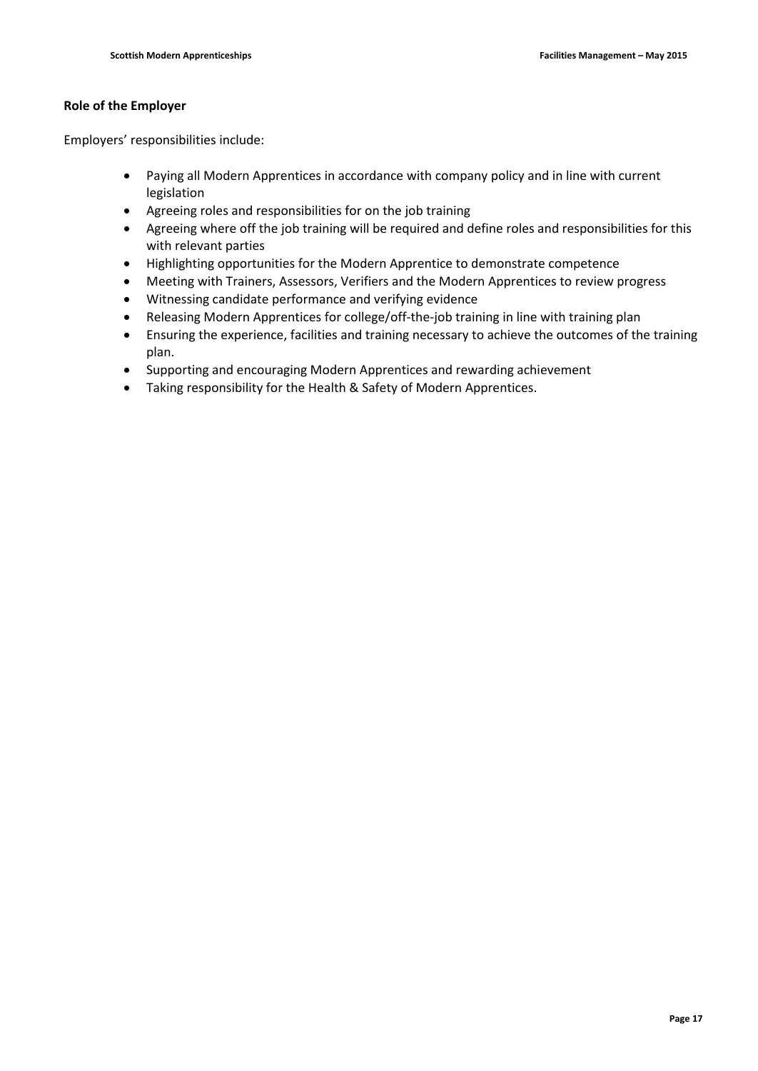**Role of the Employer**

Employers' responsibilities include:

- Paying all Modern Apprentices in accordance with company policy and in line with current legislation
- Agreeing roles and responsibilities for on the job training
- Agreeing where off the job training will be required and define roles and responsibilities for this with relevant parties
- Highlighting opportunities for the Modern Apprentice to demonstrate competence
- Meeting with Trainers, Assessors, Verifiers and the Modern Apprentices to review progress
- Witnessing candidate performance and verifying evidence
- Releasing Modern Apprentices for college/off-the-job training in line with training plan
- Ensuring the experience, facilities and training necessary to achieve the outcomes of the training plan.
- Supporting and encouraging Modern Apprentices and rewarding achievement
- Taking responsibility for the Health & Safety of Modern Apprentices.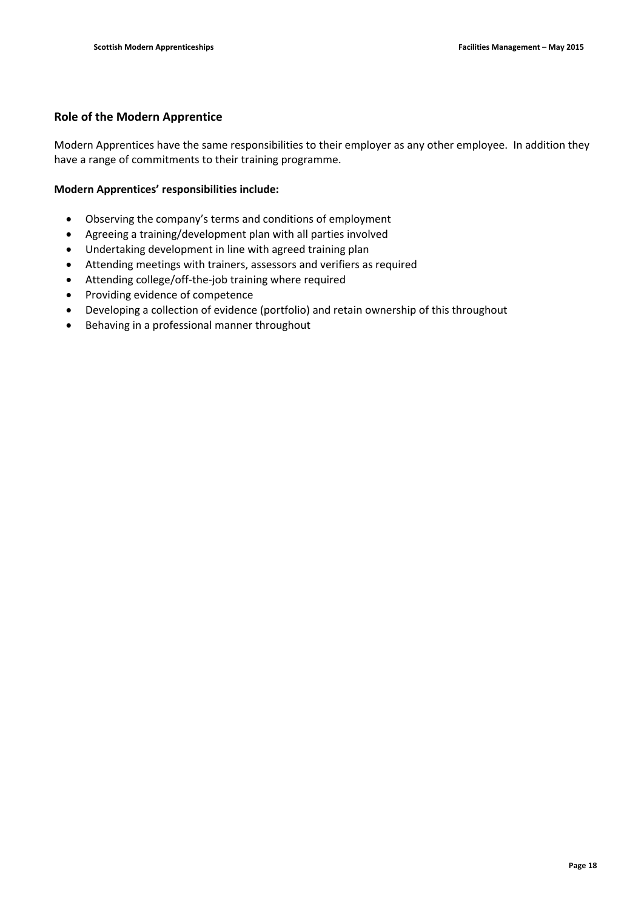## Role of the Modern Apprentice

Modern Apprentices have the same responsibilities to their employer as any other employee. In addition they have a range of commitments to their training programme.

**Modern Apprentices' responsibilities include:**

- Observing the company's terms and conditions of employment
- Agreeing a training/development plan with all parties involved
- Undertaking development in line with agreed training plan
- Attending meetings with trainers, assessors and verifiers as required
- Attending college/off-the-job training where required
- Providing evidence of competence
- Developing a collection of evidence (portfolio) and retain ownership of this throughout
- Behaving in a professional manner throughout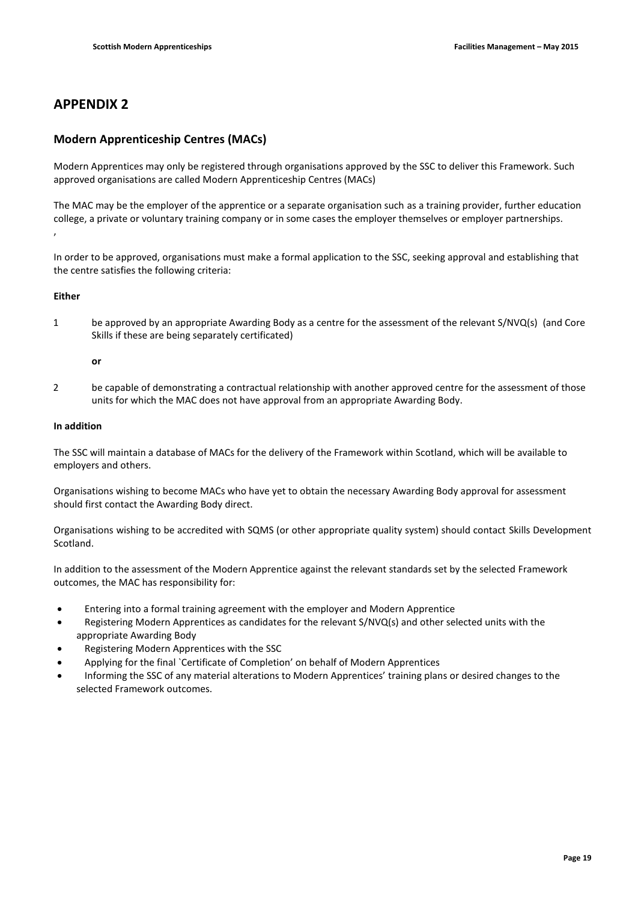# APPENDIX 2

## Modern Apprenticeship Centres (MACs)

Modern Apprentices may only be registered through organisations approved by the SSC to deliver this Framework. Such approved organisations are called Modern Apprenticeship Centres (MACs)

The MAC may be the employer of the apprentice or a separate organisation such as a training provider, further education college, a private or voluntary training company or in some cases the employer themselves or employer partnerships.
,

In order to be approved, organisations must make a formal application to the SSC, seeking approval and establishing that the centre satisfies the following criteria:

**Either**

1 be approved by an appropriate Awarding Body as a centre for the assessment of the relevant S/NVQ(s) (and Core Skills if these are being separately certificated)

**or**

2 be capable of demonstrating a contractual relationship with another approved centre for the assessment of those units for which the MAC does not have approval from an appropriate Awarding Body.

**In addition**

The SSC will maintain a database of MACs for the delivery of the Framework within Scotland, which will be available to employers and others.

Organisations wishing to become MACs who have yet to obtain the necessary Awarding Body approval for assessment should first contact the Awarding Body direct.

Organisations wishing to be accredited with SQMS (or other appropriate quality system) should contact Skills Development Scotland.

In addition to the assessment of the Modern Apprentice against the relevant standards set by the selected Framework outcomes, the MAC has responsibility for:

- Entering into a formal training agreement with the employer and Modern Apprentice
- Registering Modern Apprentices as candidates for the relevant S/NVQ(s) and other selected units with the appropriate Awarding Body
- Registering Modern Apprentices with the SSC
- Applying for the final `Certificate of Completion' on behalf of Modern Apprentices
- Informing the SSC of any material alterations to Modern Apprentices' training plans or desired changes to the selected Framework outcomes.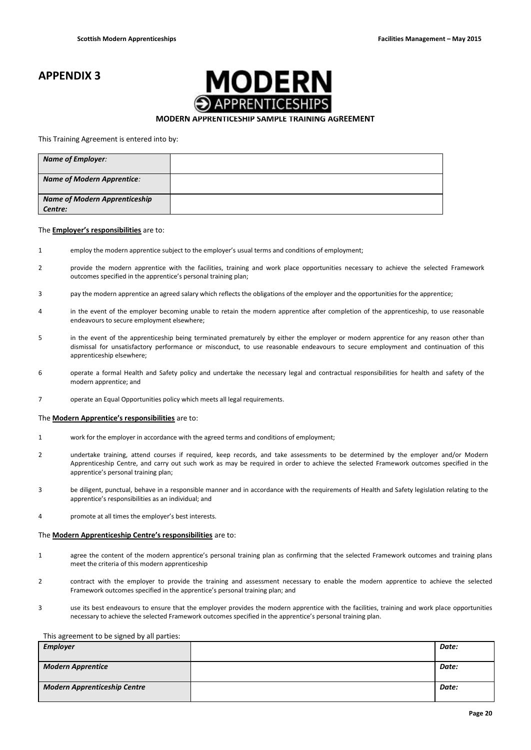# APPENDIX 3

MODERN APPRENTICESHIPS

**MODERN APPRENTICESHIP SAMPLE TRAINING AGREEMENT**

This Training Agreement is entered into by:

| | |
|---|---|
| ***Name of Employer:*** | |
| ***Name of Modern Apprentice:*** | |
| ***Name of Modern Apprenticeship Centre:*** | |

The **Employer's responsibilities** are to:

1. employ the modern apprentice subject to the employer's usual terms and conditions of employment;
2. provide the modern apprentice with the facilities, training and work place opportunities necessary to achieve the selected Framework outcomes specified in the apprentice's personal training plan;
3. pay the modern apprentice an agreed salary which reflects the obligations of the employer and the opportunities for the apprentice;
4. in the event of the employer becoming unable to retain the modern apprentice after completion of the apprenticeship, to use reasonable endeavours to secure employment elsewhere;
5. in the event of the apprenticeship being terminated prematurely by either the employer or modern apprentice for any reason other than dismissal for unsatisfactory performance or misconduct, to use reasonable endeavours to secure employment and continuation of this apprenticeship elsewhere;
6. operate a formal Health and Safety policy and undertake the necessary legal and contractual responsibilities for health and safety of the modern apprentice; and
7. operate an Equal Opportunities policy which meets all legal requirements.

The **Modern Apprentice's responsibilities** are to:

1. work for the employer in accordance with the agreed terms and conditions of employment;
2. undertake training, attend courses if required, keep records, and take assessments to be determined by the employer and/or Modern Apprenticeship Centre, and carry out such work as may be required in order to achieve the selected Framework outcomes specified in the apprentice's personal training plan;
3. be diligent, punctual, behave in a responsible manner and in accordance with the requirements of Health and Safety legislation relating to the apprentice's responsibilities as an individual; and
4. promote at all times the employer's best interests.

The **Modern Apprenticeship Centre's responsibilities** are to:

1. agree the content of the modern apprentice's personal training plan as confirming that the selected Framework outcomes and training plans meet the criteria of this modern apprenticeship
2. contract with the employer to provide the training and assessment necessary to enable the modern apprentice to achieve the selected Framework outcomes specified in the apprentice's personal training plan; and
3. use its best endeavours to ensure that the employer provides the modern apprentice with the facilities, training and work place opportunities necessary to achieve the selected Framework outcomes specified in the apprentice's personal training plan.

This agreement to be signed by all parties:

| | | |
|---|---|---|
| ***Employer*** | | ***Date:*** |
| ***Modern Apprentice*** | | ***Date:*** |
| ***Modern Apprenticeship Centre*** | | ***Date:*** |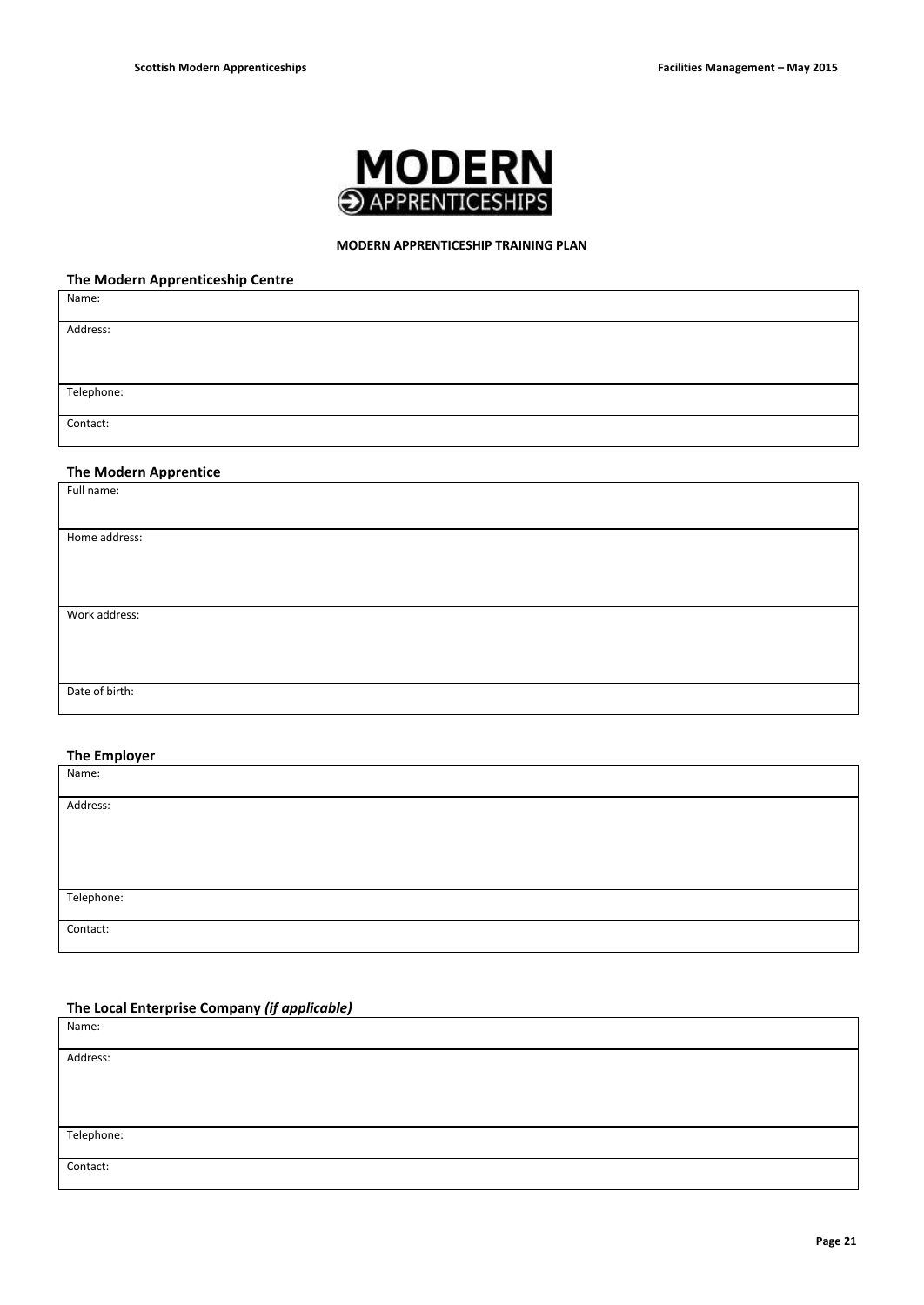**MODERN APPRENTICESHIP TRAINING PLAN**

**The Modern Apprenticeship Centre**

| |
|---|
| Name: |
| Address: |
| Telephone: |
| Contact: |

**The Modern Apprentice**

| |
|---|
| Full name: |
| Home address: |
| Work address: |
| Date of birth: |

**The Employer**

| |
|---|
| Name: |
| Address: |
| Telephone: |
| Contact: |

**The Local Enterprise Company** ***(if applicable)***

| |
|---|
| Name: |
| Address: |
| Telephone: |
| Contact: |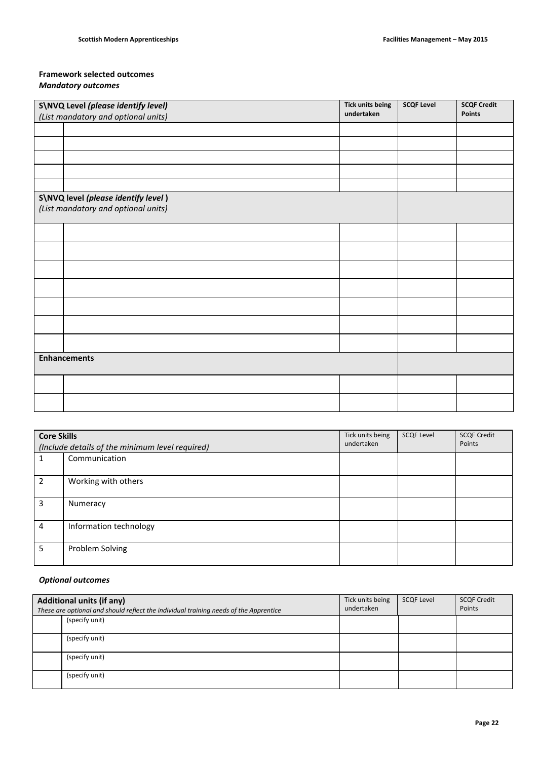**Framework selected outcomes**
***Mandatory outcomes***

| | **S\NVQ Level *(please identify level)*** *(List mandatory and optional units)* | **Tick units being undertaken** | **SCQF Level** | **SCQF Credit Points** |
|---|---|---|---|---|
| | | | | |
| | | | | |
| | | | | |
| | | | | |
| | | | | |
| | **S\NVQ level *(please identify level )*** *(List mandatory and optional units)* | | | |
| | | | | |
| | | | | |
| | | | | |
| | | | | |
| | | | | |
| | | | | |
| | | | | |
| | **Enhancements** | | | |
| | | | | |
| | | | | |

| | **Core Skills** *(Include details of the minimum level required)* | Tick units being undertaken | SCQF Level | SCQF Credit Points |
|---|---|---|---|---|
| 1 | Communication | | | |
| 2 | Working with others | | | |
| 3 | Numeracy | | | |
| 4 | Information technology | | | |
| 5 | Problem Solving | | | |

***Optional outcomes***

| | **Additional units (if any)** *These are optional and should reflect the individual training needs of the Apprentice* | Tick units being undertaken | SCQF Level | SCQF Credit Points |
|---|---|---|---|---|
| | (specify unit) | | | |
| | (specify unit) | | | |
| | (specify unit) | | | |
| | (specify unit) | | | |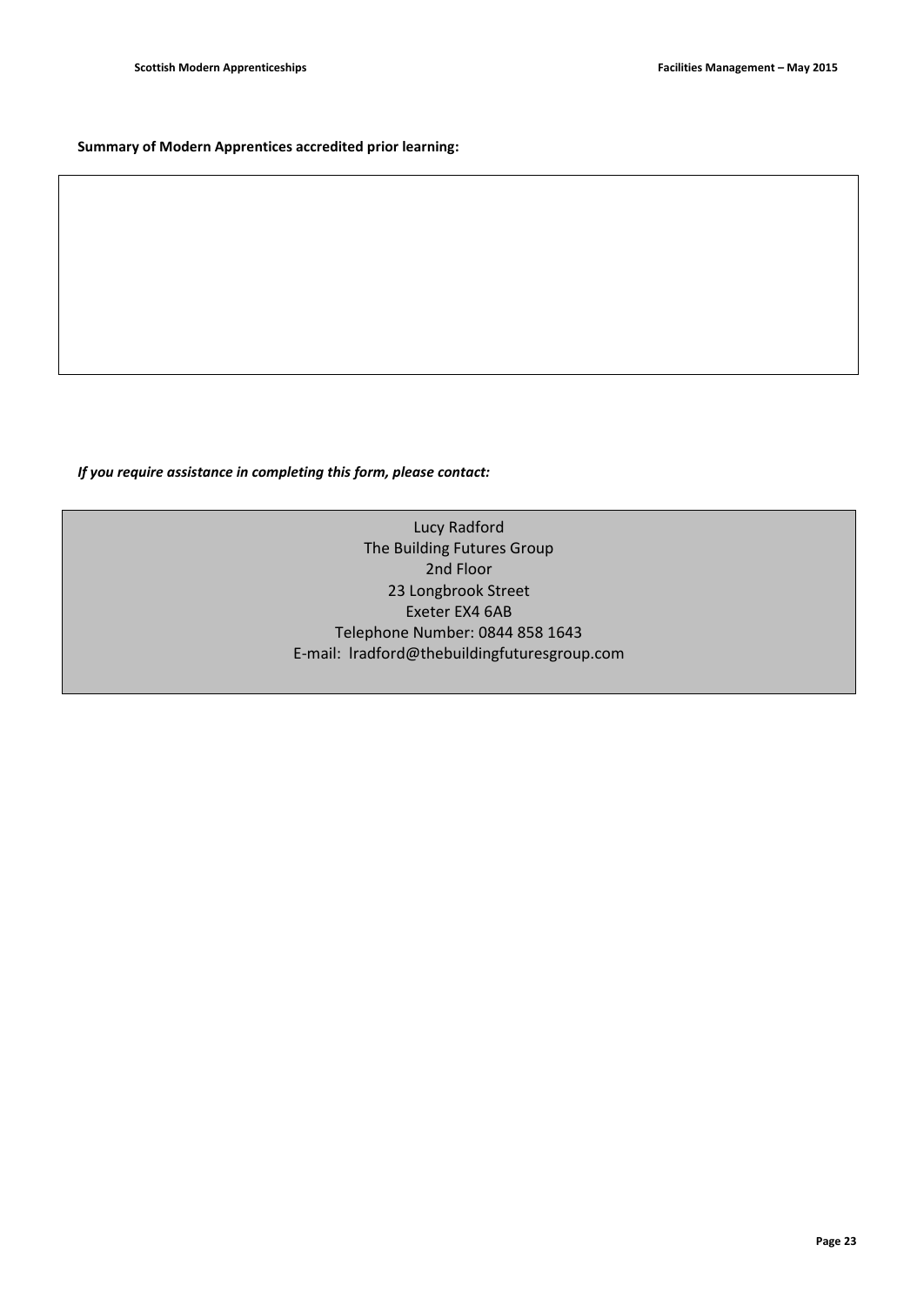**Summary of Modern Apprentices accredited prior learning:**

| |
|---|
| |

***If you require assistance in completing this form, please contact:***

Lucy Radford
The Building Futures Group
2nd Floor
23 Longbrook Street
Exeter EX4 6AB
Telephone Number: 0844 858 1643
E-mail: lradford@thebuildingfuturesgroup.com